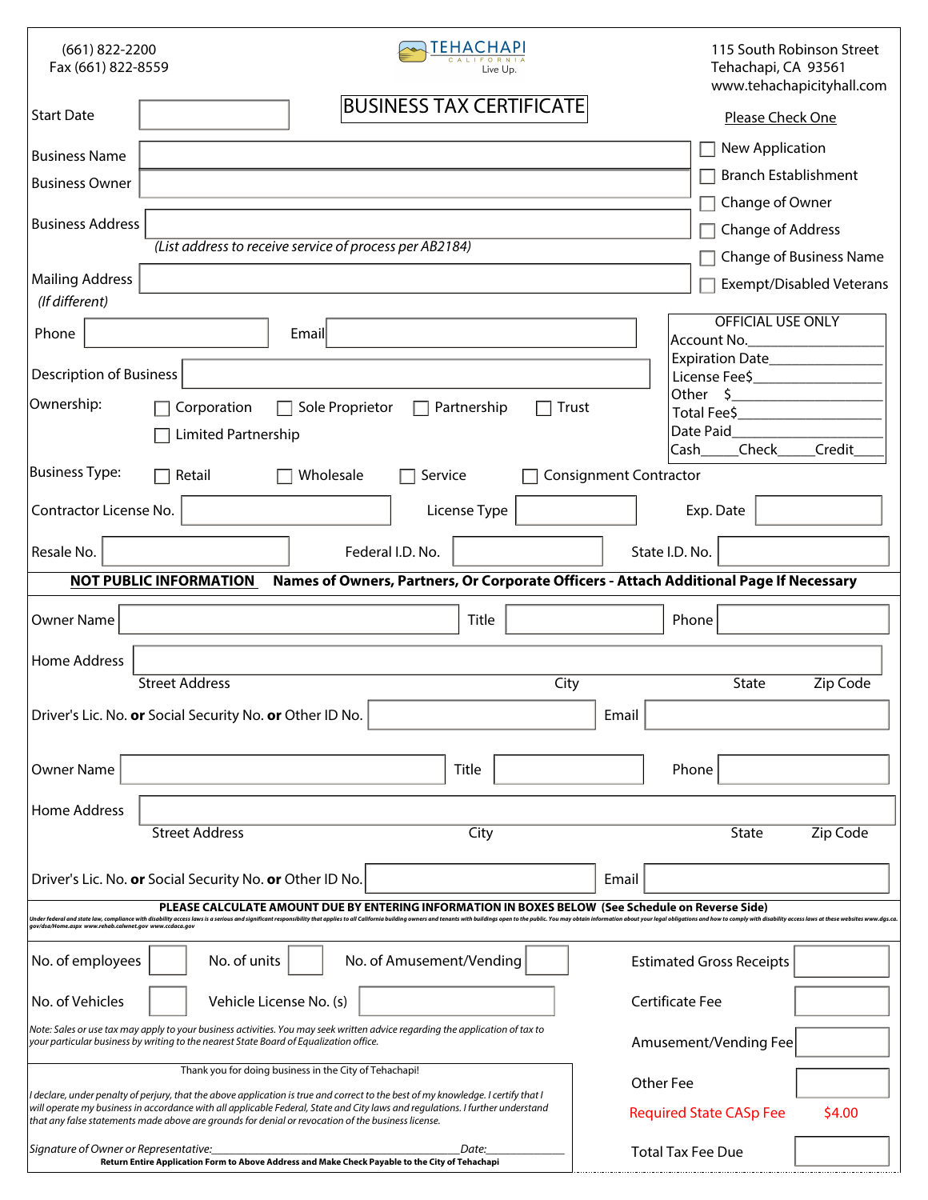(661) 822-2200
Fax (661) 822-8559

TEHACHAPI
CALIFORNIA
Live Up.

115 South Robinson Street
Tehachapi, CA 93561
www.tehachapicityhall.com

# BUSINESS TAX CERTIFICATE

Start Date ______________

**Please Check One**

- ☐ New Application
- ☐ Branch Establishment
- ☐ Change of Owner
- ☐ Change of Address
- ☐ Change of Business Name
- ☐ Exempt/Disabled Veterans

Business Name ______________

Business Owner ______________

Business Address ______________
*(List address to receive service of process per AB2184)*

Mailing Address ______________
*(If different)*

Phone ______________ Email ______________

Description of Business ______________

| OFFICIAL USE ONLY |
|---|
| Account No.________________ |
| Expiration Date______________ |
| License Fee$________________ |
| Other $____________________ |
| Total Fee$__________________ |
| Date Paid___________________ |
| Cash_____Check_____Credit_____ |

Ownership: ☐ Corporation ☐ Sole Proprietor ☐ Partnership ☐ Trust ☐ Limited Partnership

Business Type: ☐ Retail ☐ Wholesale ☐ Service ☐ Consignment Contractor

Contractor License No. ______________ License Type ______________ Exp. Date ______________

Resale No. ______________ Federal I.D. No. ______________ State I.D. No. ______________

**NOT PUBLIC INFORMATION** **Names of Owners, Partners, Or Corporate Officers - Attach Additional Page If Necessary**

Owner Name ______________ Title ______________ Phone ______________

Home Address ______________
Street Address City State Zip Code

Driver's Lic. No. **or** Social Security No. **or** Other ID No. ______________ Email ______________

Owner Name ______________ Title ______________ Phone ______________

Home Address ______________
Street Address City State Zip Code

Driver's Lic. No. **or** Social Security No. **or** Other ID No. ______________ Email ______________

**PLEASE CALCULATE AMOUNT DUE BY ENTERING INFORMATION IN BOXES BELOW (See Schedule on Reverse Side)**

*Under federal and state law, compliance with disability access laws is a serious and significant responsibility that applies to all California building owners and tenants with buildings open to the public. You may obtain information about your legal obligations and how to comply with disability access laws at these websites www.dgs.ca.gov/dsa/Home.aspx www.rehab.calwnet.gov www.ccdaca.gov*

No. of employees ____ No. of units ____ No. of Amusement/Vending ____

No. of Vehicles ____ Vehicle License No. (s) ______________

*Note: Sales or use tax may apply to your business activities. You may seek written advice regarding the application of tax to your particular business by writing to the nearest State Board of Equalization office.*

| | |
|---|---|
| Estimated Gross Receipts | |
| Certificate Fee | |
| Amusement/Vending Fee | |
| Other Fee | |
| Required State CASp Fee | $4.00 |
| Total Tax Fee Due | |

Thank you for doing business in the City of Tehachapi!

*I declare, under penalty of perjury, that the above application is true and correct to the best of my knowledge. I certify that I will operate my business in accordance with all applicable Federal, State and City laws and regulations. I further understand that any false statements made above are grounds for denial or revocation of the business license.*

*Signature of Owner or Representative:*______________________________ *Date:*______________

**Return Entire Application Form to Above Address and Make Check Payable to the City of Tehachapi**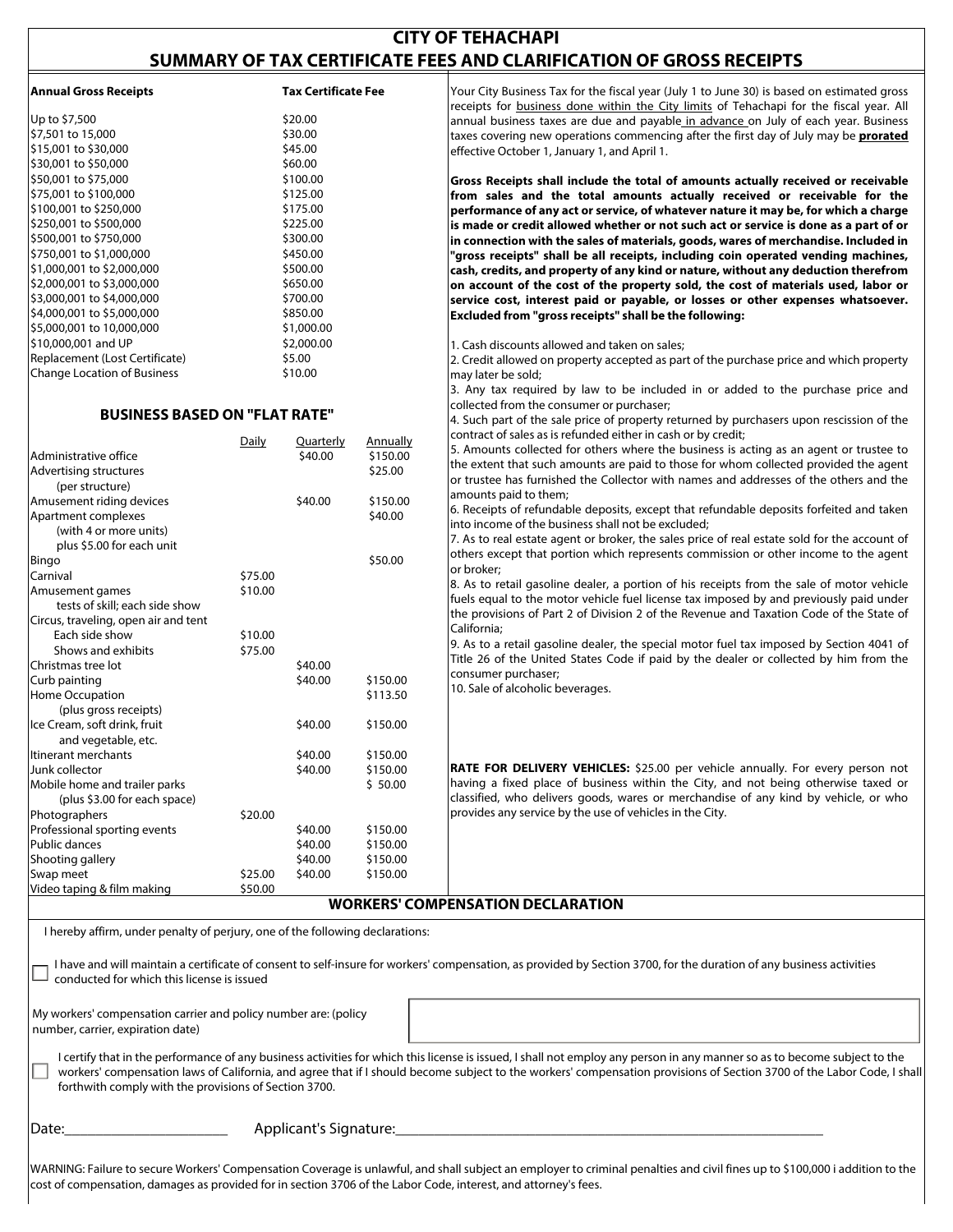# CITY OF TEHACHAPI
## SUMMARY OF TAX CERTIFICATE FEES AND CLARIFICATION OF GROSS RECEIPTS

| Annual Gross Receipts | Tax Certificate Fee |
|---|---|
| Up to $7,500 | $20.00 |
| $7,501 to 15,000 | $30.00 |
| $15,001 to $30,000 | $45.00 |
| $30,001 to $50,000 | $60.00 |
| $50,001 to $75,000 | $100.00 |
| $75,001 to $100,000 | $125.00 |
| $100,001 to $250,000 | $175.00 |
| $250,001 to $500,000 | $225.00 |
| $500,001 to $750,000 | $300.00 |
| $750,001 to $1,000,000 | $450.00 |
| $1,000,001 to $2,000,000 | $500.00 |
| $2,000,001 to $3,000,000 | $650.00 |
| $3,000,001 to $4,000,000 | $700.00 |
| $4,000,001 to $5,000,000 | $850.00 |
| $5,000,001 to 10,000,000 | $1,000.00 |
| $10,000,001 and UP | $2,000.00 |
| Replacement (Lost Certificate) | $5.00 |
| Change Location of Business | $10.00 |

### BUSINESS BASED ON "FLAT RATE"

| | Daily | Quarterly | Annually |
|---|---|---|---|
| Administrative office | | $40.00 | $150.00 |
| Advertising structures (per structure) | | | $25.00 |
| Amusement riding devices | | $40.00 | $150.00 |
| Apartment complexes (with 4 or more units) plus $5.00 for each unit | | | $40.00 |
| Bingo | | | $50.00 |
| Carnival | $75.00 | | |
| Amusement games tests of skill; each side show | $10.00 | | |
| Circus, traveling, open air and tent | | | |
| Each side show | $10.00 | | |
| Shows and exhibits | $75.00 | | |
| Christmas tree lot | | $40.00 | |
| Curb painting | | $40.00 | $150.00 |
| Home Occupation (plus gross receipts) | | | $113.50 |
| Ice Cream, soft drink, fruit and vegetable, etc. | | $40.00 | $150.00 |
| Itinerant merchants | | $40.00 | $150.00 |
| Junk collector | | $40.00 | $150.00 |
| Mobile home and trailer parks (plus $3.00 for each space) | | | $ 50.00 |
| Photographers | $20.00 | | |
| Professional sporting events | | $40.00 | $150.00 |
| Public dances | | $40.00 | $150.00 |
| Shooting gallery | | $40.00 | $150.00 |
| Swap meet | $25.00 | $40.00 | $150.00 |
| Video taping & film making | $50.00 | | |

Your City Business Tax for the fiscal year (July 1 to June 30) is based on estimated gross receipts for business done within the City limits of Tehachapi for the fiscal year. All annual business taxes are due and payable in advance on July of each year. Business taxes covering new operations commencing after the first day of July may be **prorated** effective October 1, January 1, and April 1.

**Gross Receipts shall include the total of amounts actually received or receivable from sales and the total amounts actually received or receivable for the performance of any act or service, of whatever nature it may be, for which a charge is made or credit allowed whether or not such act or service is done as a part of or in connection with the sales of materials, goods, wares of merchandise. Included in "gross receipts" shall be all receipts, including coin operated vending machines, cash, credits, and property of any kind or nature, without any deduction therefrom on account of the cost of the property sold, the cost of materials used, labor or service cost, interest paid or payable, or losses or other expenses whatsoever. Excluded from "gross receipts" shall be the following:**

1. Cash discounts allowed and taken on sales;
2. Credit allowed on property accepted as part of the purchase price and which property may later be sold;
3. Any tax required by law to be included in or added to the purchase price and collected from the consumer or purchaser;
4. Such part of the sale price of property returned by purchasers upon rescission of the contract of sales as is refunded either in cash or by credit;
5. Amounts collected for others where the business is acting as an agent or trustee to the extent that such amounts are paid to those for whom collected provided the agent or trustee has furnished the Collector with names and addresses of the others and the amounts paid to them;
6. Receipts of refundable deposits, except that refundable deposits forfeited and taken into income of the business shall not be excluded;
7. As to real estate agent or broker, the sales price of real estate sold for the account of others except that portion which represents commission or other income to the agent or broker;
8. As to retail gasoline dealer, a portion of his receipts from the sale of motor vehicle fuels equal to the motor vehicle fuel license tax imposed by and previously paid under the provisions of Part 2 of Division 2 of the Revenue and Taxation Code of the State of California;
9. As to a retail gasoline dealer, the special motor fuel tax imposed by Section 4041 of Title 26 of the United States Code if paid by the dealer or collected by him from the consumer purchaser;
10. Sale of alcoholic beverages.

**RATE FOR DELIVERY VEHICLES:** $25.00 per vehicle annually. For every person not having a fixed place of business within the City, and not being otherwise taxed or classified, who delivers goods, wares or merchandise of any kind by vehicle, or who provides any service by the use of vehicles in the City.

## WORKERS' COMPENSATION DECLARATION

I hereby affirm, under penalty of perjury, one of the following declarations:

☐ I have and will maintain a certificate of consent to self-insure for workers' compensation, as provided by Section 3700, for the duration of any business activities conducted for which this license is issued

My workers' compensation carrier and policy number are: (policy number, carrier, expiration date)

☐ I certify that in the performance of any business activities for which this license is issued, I shall not employ any person in any manner so as to become subject to the workers' compensation laws of California, and agree that if I should become subject to the workers' compensation provisions of Section 3700 of the Labor Code, I shall forthwith comply with the provisions of Section 3700.

Date:______________________ Applicant's Signature:______________________________________________

WARNING: Failure to secure Workers' Compensation Coverage is unlawful, and shall subject an employer to criminal penalties and civil fines up to $100,000 i addition to the cost of compensation, damages as provided for in section 3706 of the Labor Code, interest, and attorney's fees.